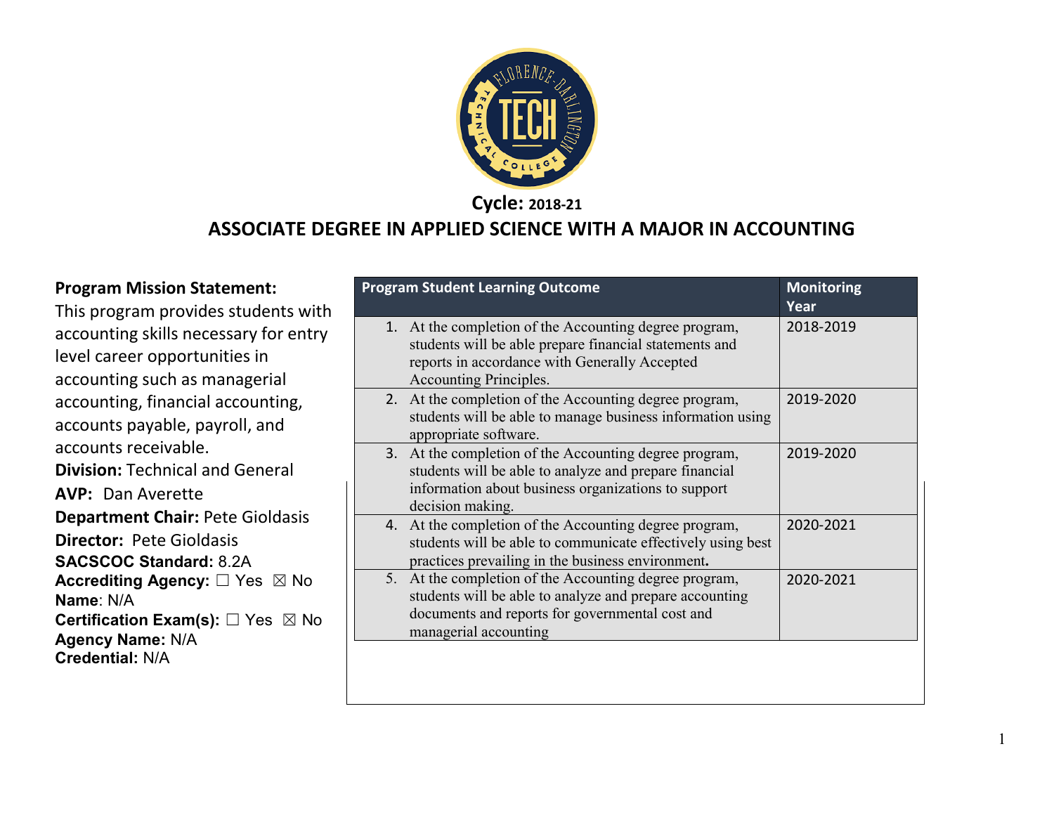**Cycle: 2018-21**

# ASSOCIATE DEGREE IN APPLIED SCIENCE WITH A MAJOR IN ACCOUNTING

**Program Mission Statement:**
This program provides students with accounting skills necessary for entry level career opportunities in accounting such as managerial accounting, financial accounting, accounts payable, payroll, and accounts receivable.

**Division:** Technical and General

**AVP:** Dan Averette

**Department Chair:** Pete Gioldasis

**Director:** Pete Gioldasis

**SACSCOC Standard:** 8.2A

**Accrediting Agency:** ☐ Yes ☒ No

**Name**: N/A

**Certification Exam(s):** ☐ Yes ☒ No

**Agency Name:** N/A

**Credential:** N/A

| Program Student Learning Outcome | Monitoring Year |
|---|---|
| 1. At the completion of the Accounting degree program, students will be able prepare financial statements and reports in accordance with Generally Accepted Accounting Principles. | 2018-2019 |
| 2. At the completion of the Accounting degree program, students will be able to manage business information using appropriate software. | 2019-2020 |
| 3. At the completion of the Accounting degree program, students will be able to analyze and prepare financial information about business organizations to support decision making. | 2019-2020 |
| 4. At the completion of the Accounting degree program, students will be able to communicate effectively using best practices prevailing in the business environment. | 2020-2021 |
| 5. At the completion of the Accounting degree program, students will be able to analyze and prepare accounting documents and reports for governmental cost and managerial accounting | 2020-2021 |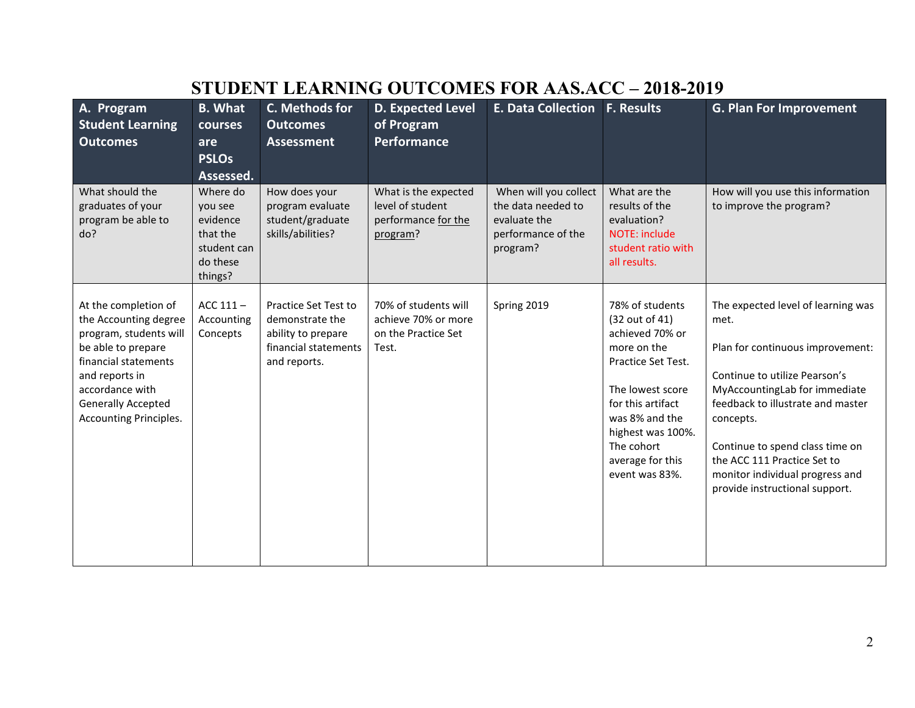# STUDENT LEARNING OUTCOMES FOR AAS.ACC – 2018-2019

| A. Program Student Learning Outcomes | B. What courses are PSLOs Assessed. | C. Methods for Outcomes Assessment | D. Expected Level of Program Performance | E. Data Collection | F. Results | G. Plan For Improvement |
|---|---|---|---|---|---|---|
| What should the graduates of your program be able to do? | Where do you see evidence that the student can do these things? | How does your program evaluate student/graduate skills/abilities? | What is the expected level of student performance for the program? | When will you collect the data needed to evaluate the performance of the program? | What are the results of the evaluation? NOTE: include student ratio with all results. | How will you use this information to improve the program? |
| At the completion of the Accounting degree program, students will be able to prepare financial statements and reports in accordance with Generally Accepted Accounting Principles. | ACC 111 – Accounting Concepts | Practice Set Test to demonstrate the ability to prepare financial statements and reports. | 70% of students will achieve 70% or more on the Practice Set Test. | Spring 2019 | 78% of students (32 out of 41) achieved 70% or more on the Practice Set Test.<br><br>The lowest score for this artifact was 8% and the highest was 100%. The cohort average for this event was 83%. | The expected level of learning was met.<br><br>Plan for continuous improvement:<br><br>Continue to utilize Pearson's MyAccountingLab for immediate feedback to illustrate and master concepts.<br><br>Continue to spend class time on the ACC 111 Practice Set to monitor individual progress and provide instructional support. |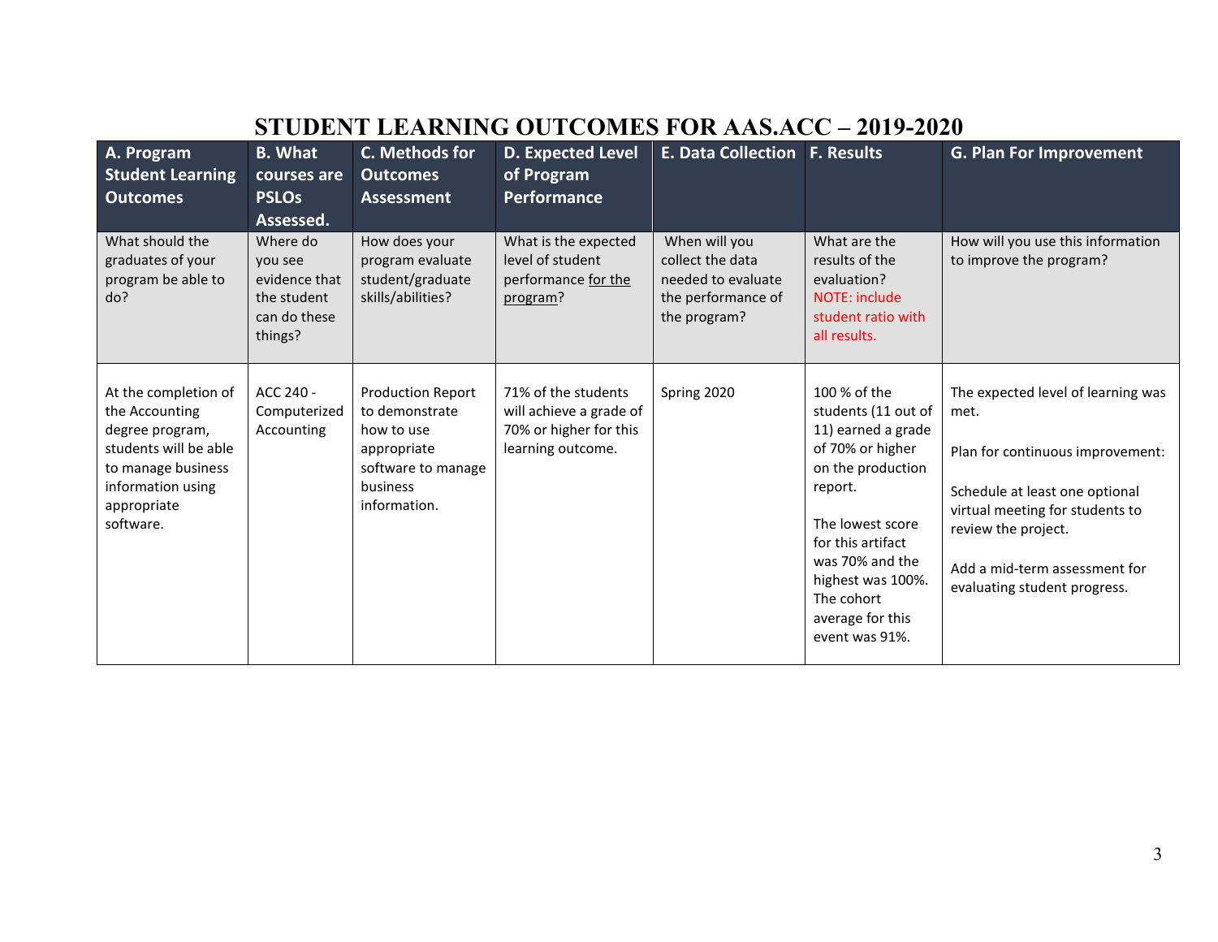# STUDENT LEARNING OUTCOMES FOR AAS.ACC – 2019-2020

| A. Program Student Learning Outcomes | B. What courses are PSLOs Assessed. | C. Methods for Outcomes Assessment | D. Expected Level of Program Performance | E. Data Collection | F. Results | G. Plan For Improvement |
|---|---|---|---|---|---|---|
| What should the graduates of your program be able to do? | Where do you see evidence that the student can do these things? | How does your program evaluate student/graduate skills/abilities? | What is the expected level of student performance for the program? | When will you collect the data needed to evaluate the performance of the program? | What are the results of the evaluation? NOTE: include student ratio with all results. | How will you use this information to improve the program? |
| At the completion of the Accounting degree program, students will be able to manage business information using appropriate software. | ACC 240 - Computerized Accounting | Production Report to demonstrate how to use appropriate software to manage business information. | 71% of the students will achieve a grade of 70% or higher for this learning outcome. | Spring 2020 | 100 % of the students (11 out of 11) earned a grade of 70% or higher on the production report.<br><br>The lowest score for this artifact was 70% and the highest was 100%. The cohort average for this event was 91%. | The expected level of learning was met.<br><br>Plan for continuous improvement:<br><br>Schedule at least one optional virtual meeting for students to review the project.<br><br>Add a mid-term assessment for evaluating student progress. |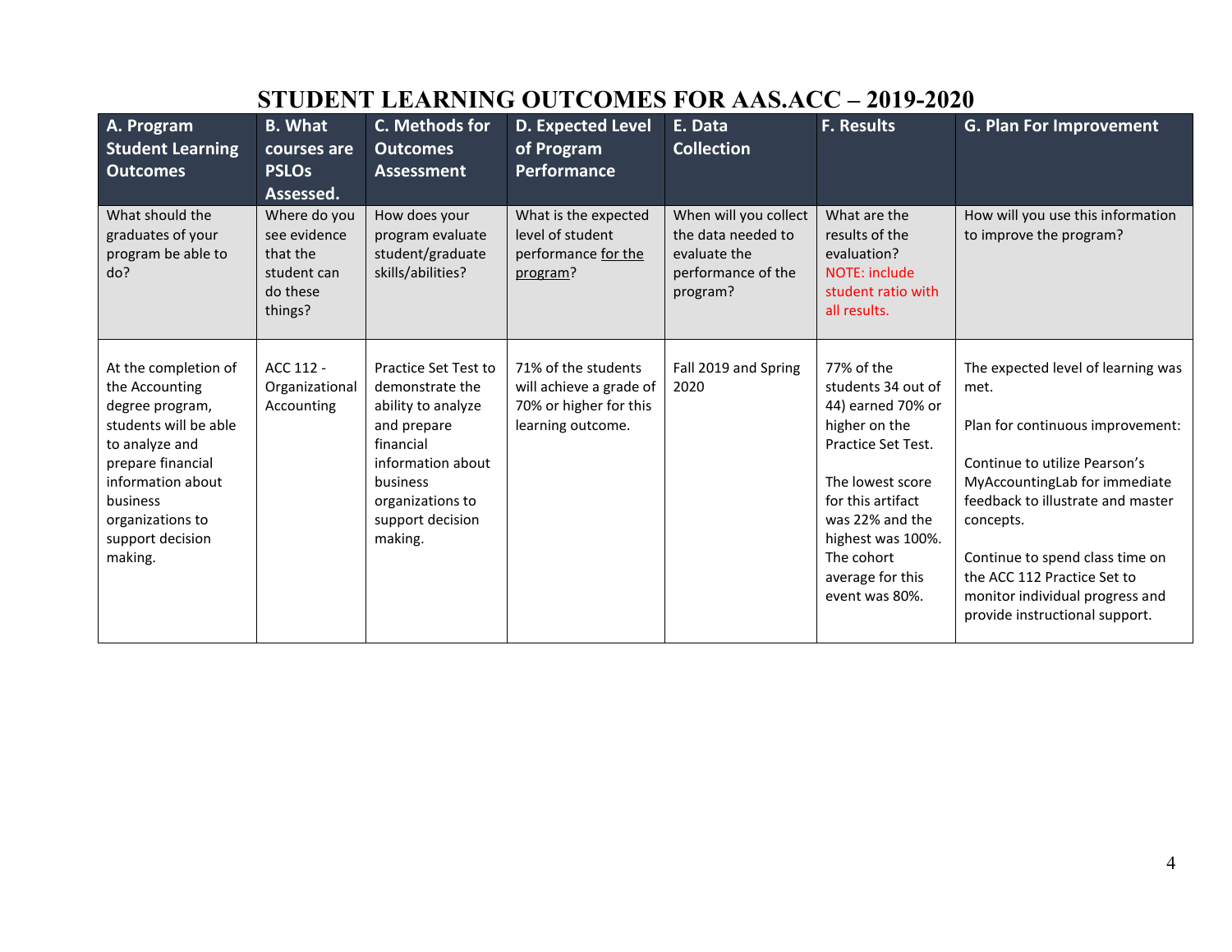# STUDENT LEARNING OUTCOMES FOR AAS.ACC – 2019-2020

| A. Program Student Learning Outcomes | B. What courses are PSLOs Assessed. | C. Methods for Outcomes Assessment | D. Expected Level of Program Performance | E. Data Collection | F. Results | G. Plan For Improvement |
|---|---|---|---|---|---|---|
| What should the graduates of your program be able to do? | Where do you see evidence that the student can do these things? | How does your program evaluate student/graduate skills/abilities? | What is the expected level of student performance for the program? | When will you collect the data needed to evaluate the performance of the program? | What are the results of the evaluation? NOTE: include student ratio with all results. | How will you use this information to improve the program? |
| At the completion of the Accounting degree program, students will be able to analyze and prepare financial information about business organizations to support decision making. | ACC 112 - Organizational Accounting | Practice Set Test to demonstrate the ability to analyze and prepare financial information about business organizations to support decision making. | 71% of the students will achieve a grade of 70% or higher for this learning outcome. | Fall 2019 and Spring 2020 | 77% of the students 34 out of 44) earned 70% or higher on the Practice Set Test.<br><br>The lowest score for this artifact was 22% and the highest was 100%. The cohort average for this event was 80%. | The expected level of learning was met.<br><br>Plan for continuous improvement:<br><br>Continue to utilize Pearson's MyAccountingLab for immediate feedback to illustrate and master concepts.<br><br>Continue to spend class time on the ACC 112 Practice Set to monitor individual progress and provide instructional support. |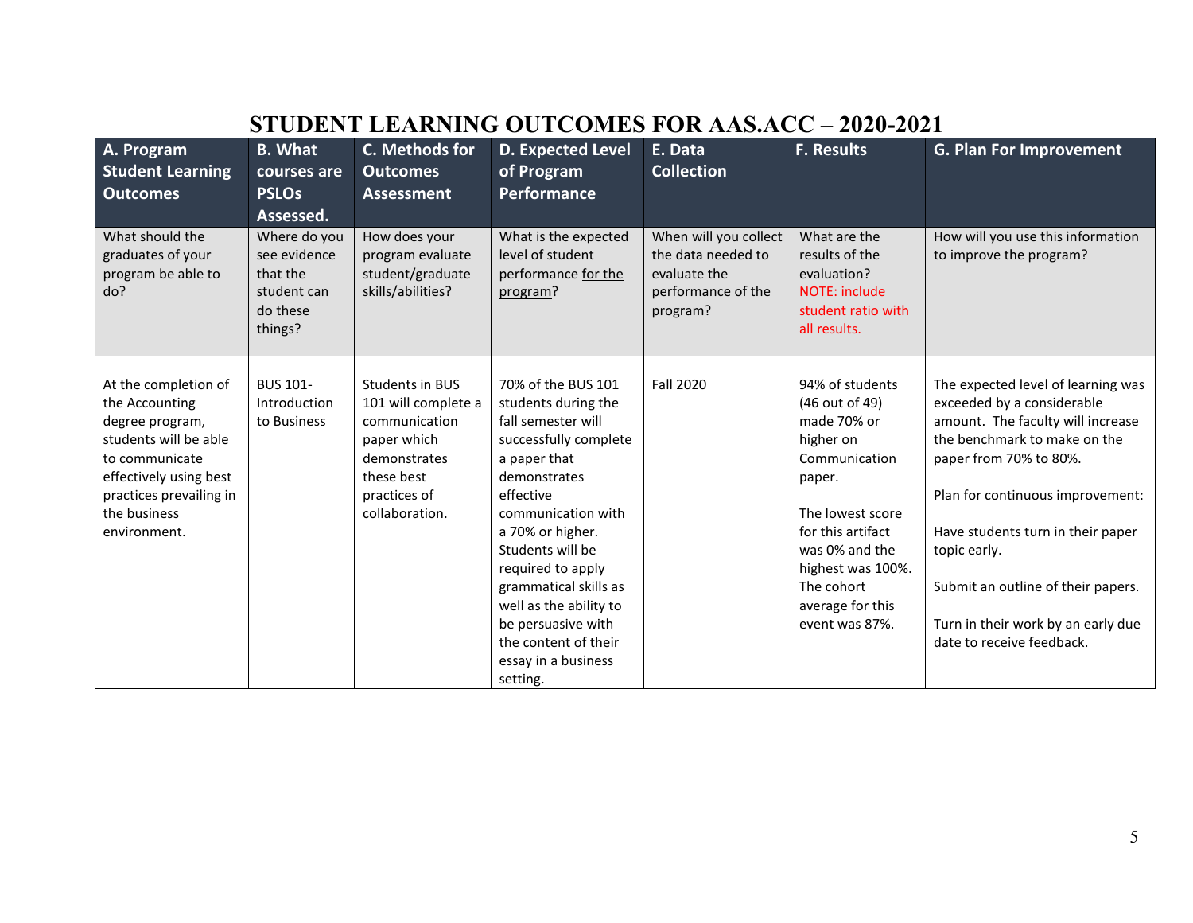# STUDENT LEARNING OUTCOMES FOR AAS.ACC – 2020-2021

| A. Program Student Learning Outcomes | B. What courses are PSLOs Assessed. | C. Methods for Outcomes Assessment | D. Expected Level of Program Performance | E. Data Collection | F. Results | G. Plan For Improvement |
|---|---|---|---|---|---|---|
| What should the graduates of your program be able to do? | Where do you see evidence that the student can do these things? | How does your program evaluate student/graduate skills/abilities? | What is the expected level of student performance for the program? | When will you collect the data needed to evaluate the performance of the program? | What are the results of the evaluation? NOTE: include student ratio with all results. | How will you use this information to improve the program? |
| At the completion of the Accounting degree program, students will be able to communicate effectively using best practices prevailing in the business environment. | BUS 101- Introduction to Business | Students in BUS 101 will complete a communication paper which demonstrates these best practices of collaboration. | 70% of the BUS 101 students during the fall semester will successfully complete a paper that demonstrates effective communication with a 70% or higher. Students will be required to apply grammatical skills as well as the ability to be persuasive with the content of their essay in a business setting. | Fall 2020 | 94% of students (46 out of 49) made 70% or higher on Communication paper.<br><br>The lowest score for this artifact was 0% and the highest was 100%. The cohort average for this event was 87%. | The expected level of learning was exceeded by a considerable amount. The faculty will increase the benchmark to make on the paper from 70% to 80%.<br><br>Plan for continuous improvement:<br><br>Have students turn in their paper topic early.<br><br>Submit an outline of their papers.<br><br>Turn in their work by an early due date to receive feedback. |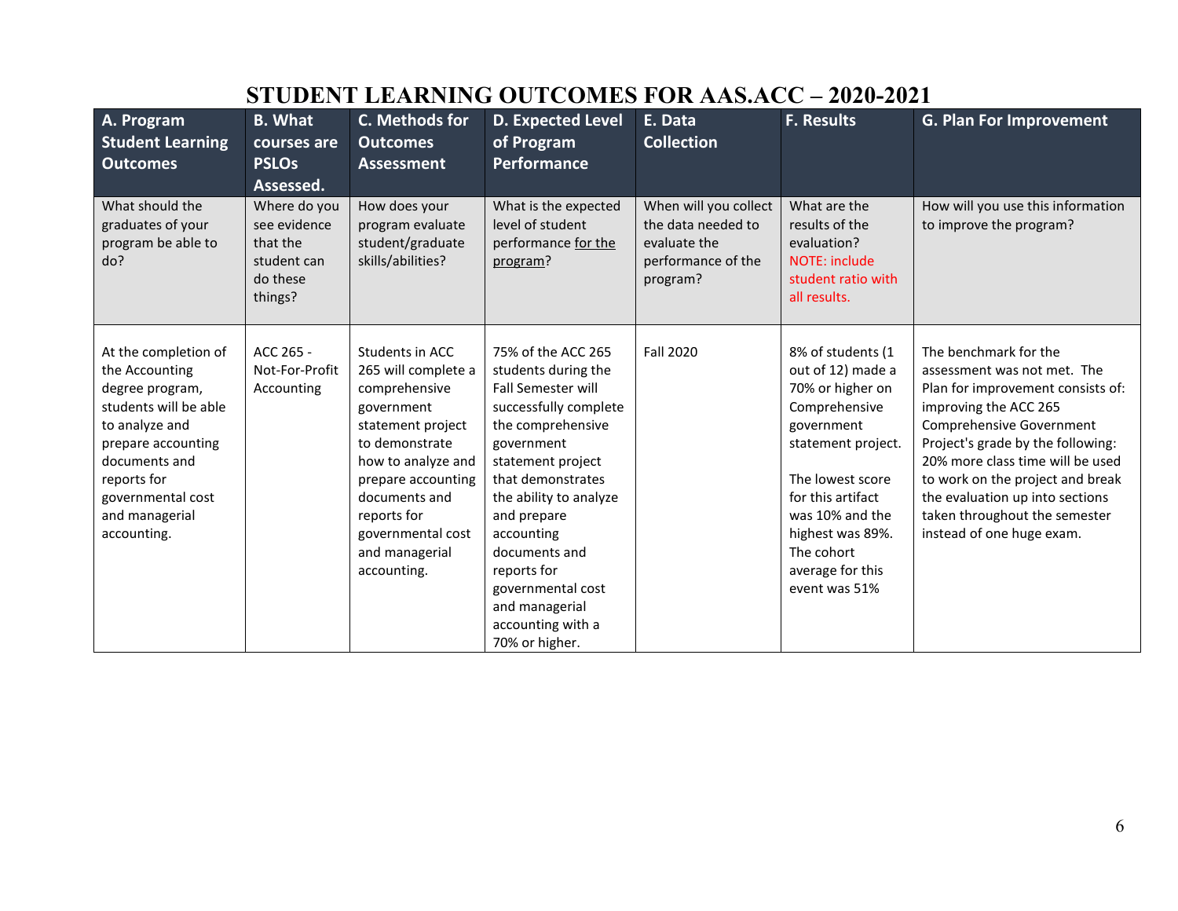# STUDENT LEARNING OUTCOMES FOR AAS.ACC – 2020-2021

| A. Program Student Learning Outcomes | B. What courses are PSLOs Assessed. | C. Methods for Outcomes Assessment | D. Expected Level of Program Performance | E. Data Collection | F. Results | G. Plan For Improvement |
|---|---|---|---|---|---|---|
| What should the graduates of your program be able to do? | Where do you see evidence that the student can do these things? | How does your program evaluate student/graduate skills/abilities? | What is the expected level of student performance for the program? | When will you collect the data needed to evaluate the performance of the program? | What are the results of the evaluation? NOTE: include student ratio with all results. | How will you use this information to improve the program? |
| At the completion of the Accounting degree program, students will be able to analyze and prepare accounting documents and reports for governmental cost and managerial accounting. | ACC 265 - Not-For-Profit Accounting | Students in ACC 265 will complete a comprehensive government statement project to demonstrate how to analyze and prepare accounting documents and reports for governmental cost and managerial accounting. | 75% of the ACC 265 students during the Fall Semester will successfully complete the comprehensive government statement project that demonstrates the ability to analyze and prepare accounting documents and reports for governmental cost and managerial accounting with a 70% or higher. | Fall 2020 | 8% of students (1 out of 12) made a 70% or higher on Comprehensive government statement project.<br><br>The lowest score for this artifact was 10% and the highest was 89%. The cohort average for this event was 51% | The benchmark for the assessment was not met. The Plan for improvement consists of: improving the ACC 265 Comprehensive Government Project's grade by the following: 20% more class time will be used to work on the project and break the evaluation up into sections taken throughout the semester instead of one huge exam. |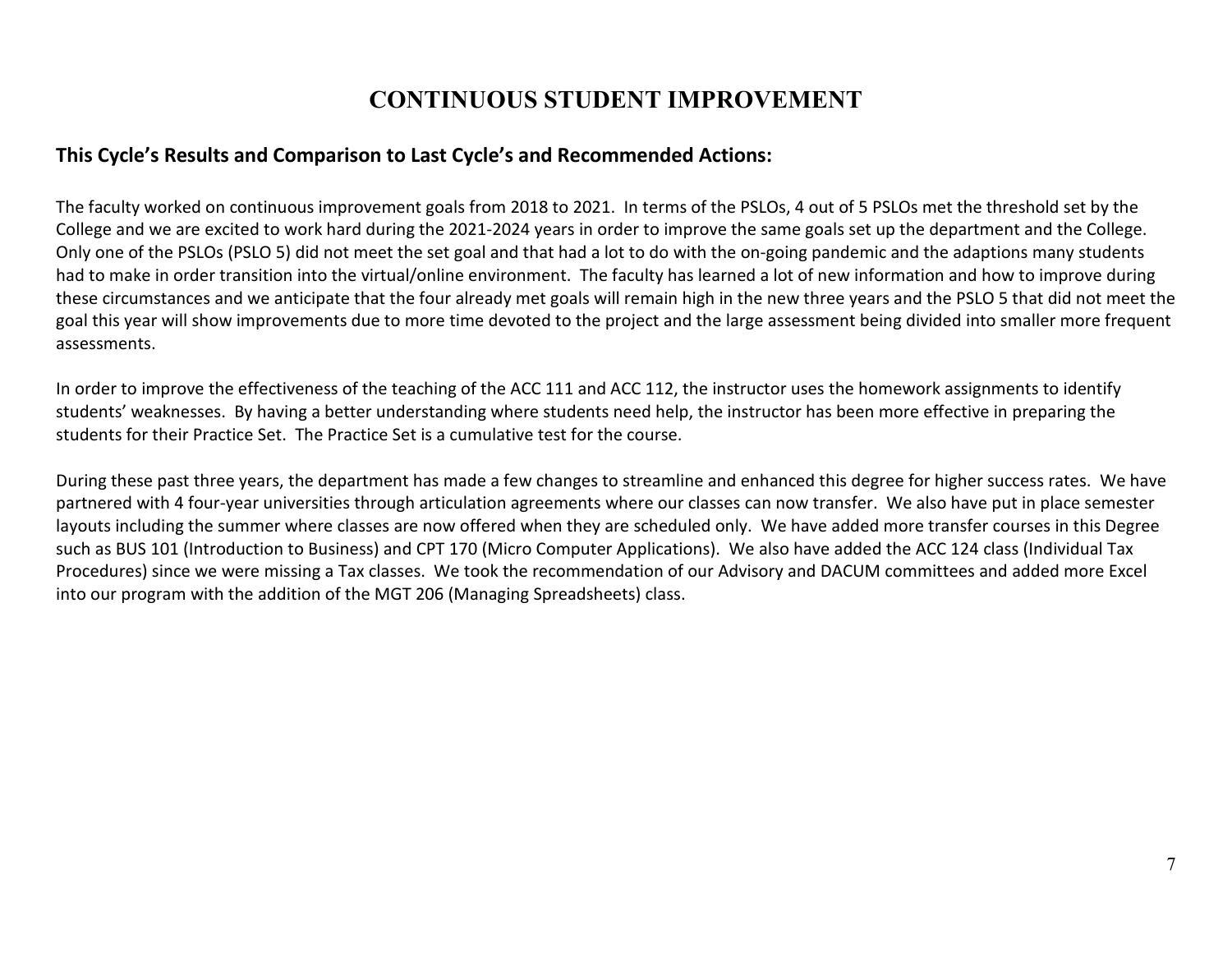# CONTINUOUS STUDENT IMPROVEMENT

## This Cycle's Results and Comparison to Last Cycle's and Recommended Actions:

The faculty worked on continuous improvement goals from 2018 to 2021. In terms of the PSLOs, 4 out of 5 PSLOs met the threshold set by the College and we are excited to work hard during the 2021-2024 years in order to improve the same goals set up the department and the College. Only one of the PSLOs (PSLO 5) did not meet the set goal and that had a lot to do with the on-going pandemic and the adaptions many students had to make in order transition into the virtual/online environment. The faculty has learned a lot of new information and how to improve during these circumstances and we anticipate that the four already met goals will remain high in the new three years and the PSLO 5 that did not meet the goal this year will show improvements due to more time devoted to the project and the large assessment being divided into smaller more frequent assessments.

In order to improve the effectiveness of the teaching of the ACC 111 and ACC 112, the instructor uses the homework assignments to identify students' weaknesses. By having a better understanding where students need help, the instructor has been more effective in preparing the students for their Practice Set. The Practice Set is a cumulative test for the course.

During these past three years, the department has made a few changes to streamline and enhanced this degree for higher success rates. We have partnered with 4 four-year universities through articulation agreements where our classes can now transfer. We also have put in place semester layouts including the summer where classes are now offered when they are scheduled only. We have added more transfer courses in this Degree such as BUS 101 (Introduction to Business) and CPT 170 (Micro Computer Applications). We also have added the ACC 124 class (Individual Tax Procedures) since we were missing a Tax classes. We took the recommendation of our Advisory and DACUM committees and added more Excel into our program with the addition of the MGT 206 (Managing Spreadsheets) class.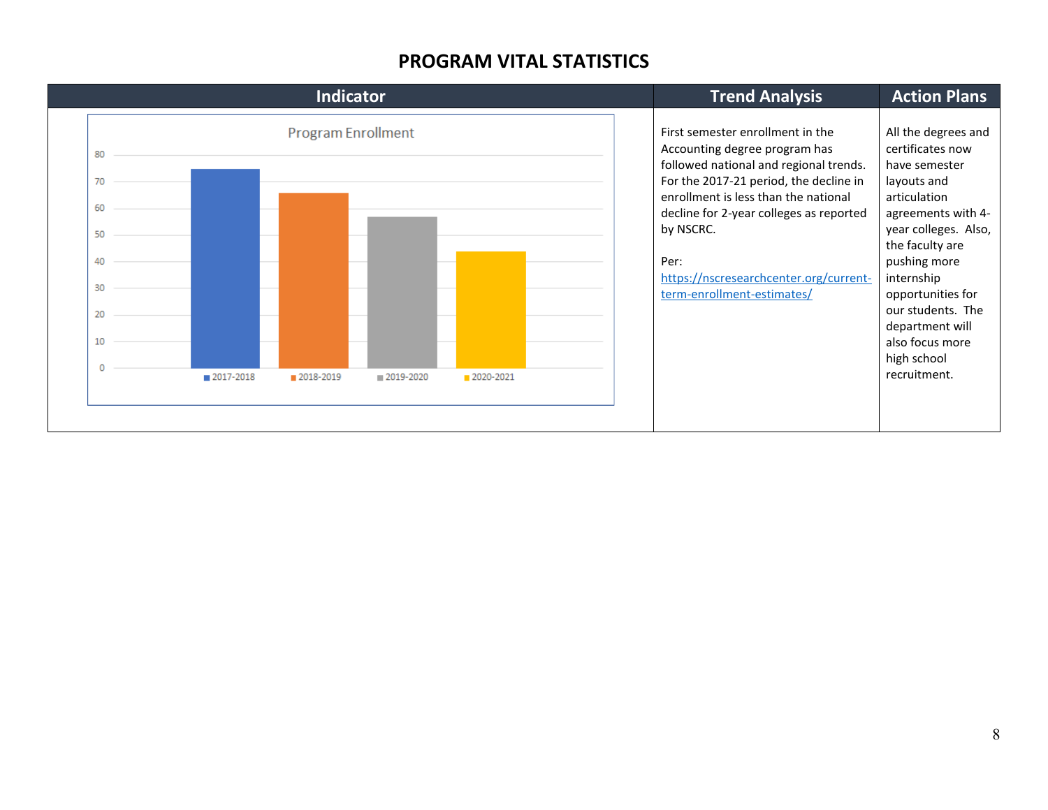# PROGRAM VITAL STATISTICS

| Indicator | Trend Analysis | Action Plans |
|---|---|---|
| Program Enrollment<br>2017-2018: ~75<br>2018-2019: ~66<br>2019-2020: ~57<br>2020-2021: ~44 | First semester enrollment in the Accounting degree program has followed national and regional trends. For the 2017-21 period, the decline in enrollment is less than the national decline for 2-year colleges as reported by NSCRC.<br><br>Per: https://nscresearchcenter.org/current-term-enrollment-estimates/ | All the degrees and certificates now have semester layouts and articulation agreements with 4-year colleges. Also, the faculty are pushing more internship opportunities for our students. The department will also focus more high school recruitment. |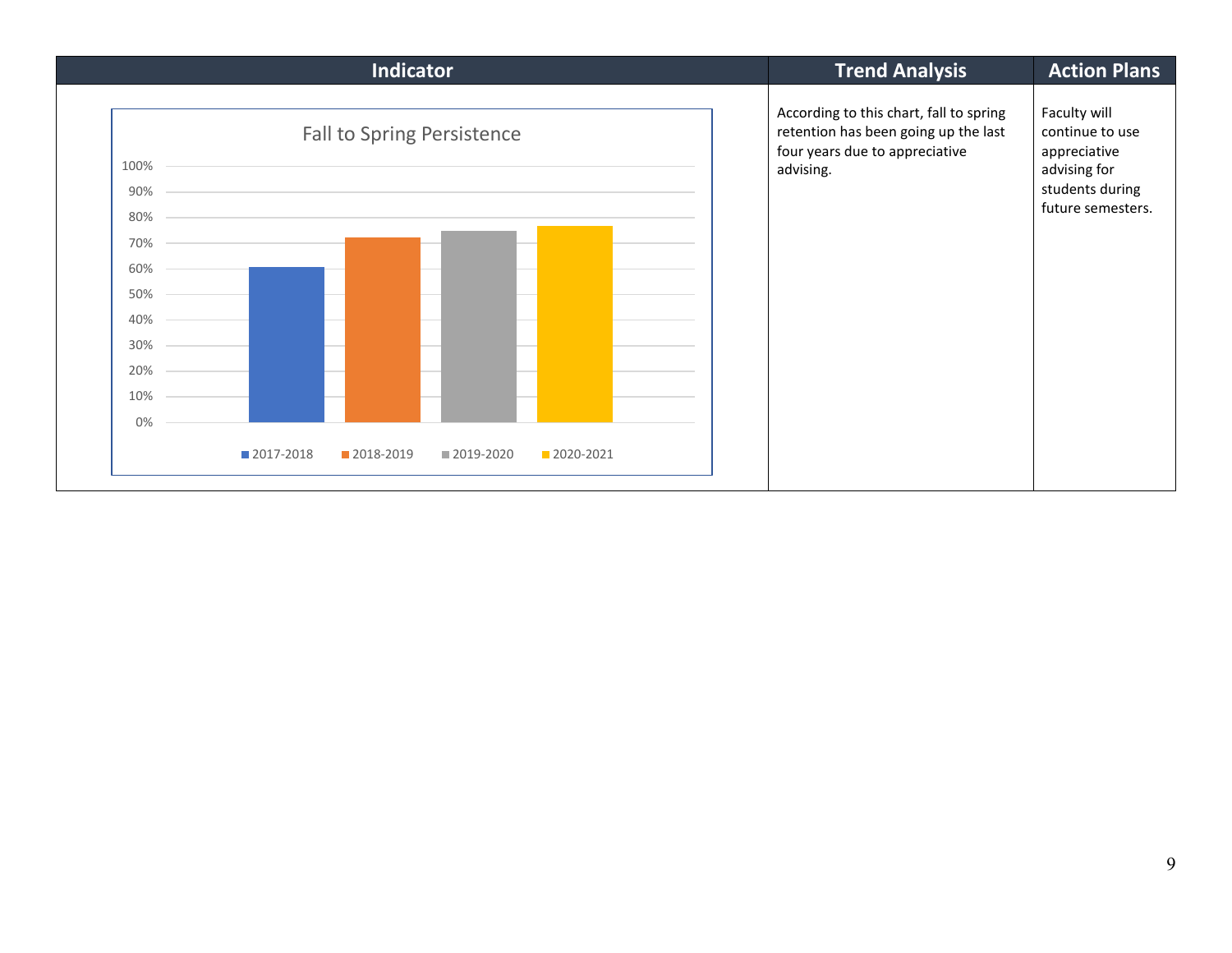| Indicator | Trend Analysis | Action Plans |
| --- | --- | --- |
| Fall to Spring Persistence<br>100%, 90%, 80%, 70%, 60%, 50%, 40%, 30%, 20%, 10%, 0%<br>2017-2018, 2018-2019, 2019-2020, 2020-2021 | According to this chart, fall to spring retention has been going up the last four years due to appreciative advising. | Faculty will continue to use appreciative advising for students during future semesters. |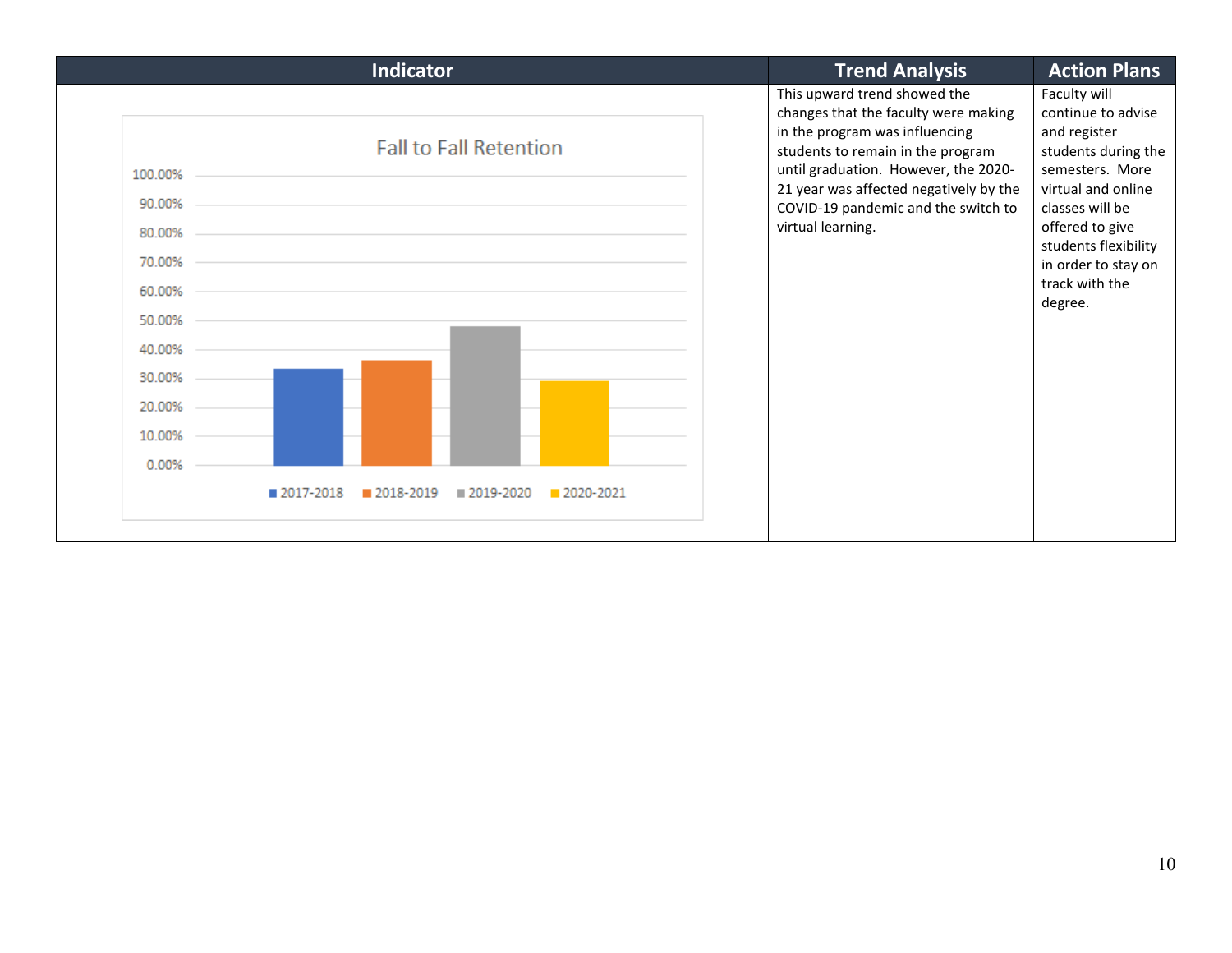| Indicator | Trend Analysis | Action Plans |
| --- | --- | --- |
| Fall to Fall Retention (chart: 2017-2018, 2018-2019, 2019-2020, 2020-2021) | This upward trend showed the changes that the faculty were making in the program was influencing students to remain in the program until graduation. However, the 2020-21 year was affected negatively by the COVID-19 pandemic and the switch to virtual learning. | Faculty will continue to advise and register students during the semesters. More virtual and online classes will be offered to give students flexibility in order to stay on track with the degree. |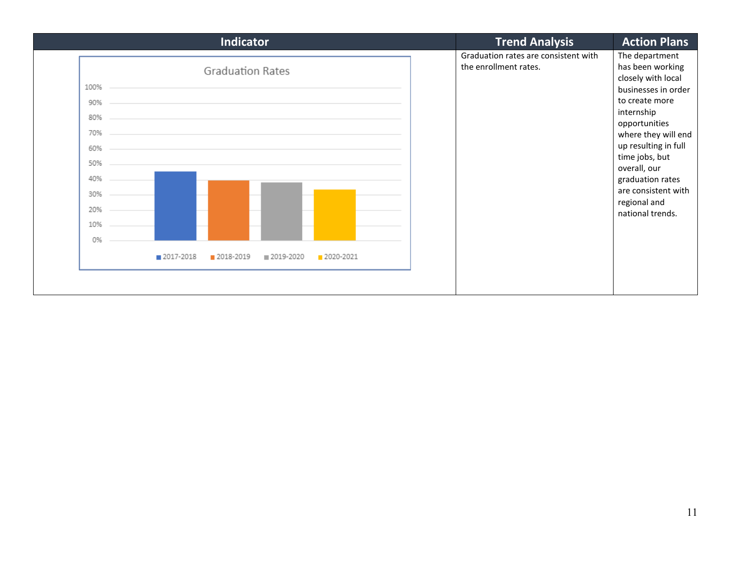| Indicator | Trend Analysis | Action Plans |
| --- | --- | --- |
| Graduation Rates | Graduation rates are consistent with the enrollment rates. | The department has been working closely with local businesses in order to create more internship opportunities where they will end up resulting in full time jobs, but overall, our graduation rates are consistent with regional and national trends. |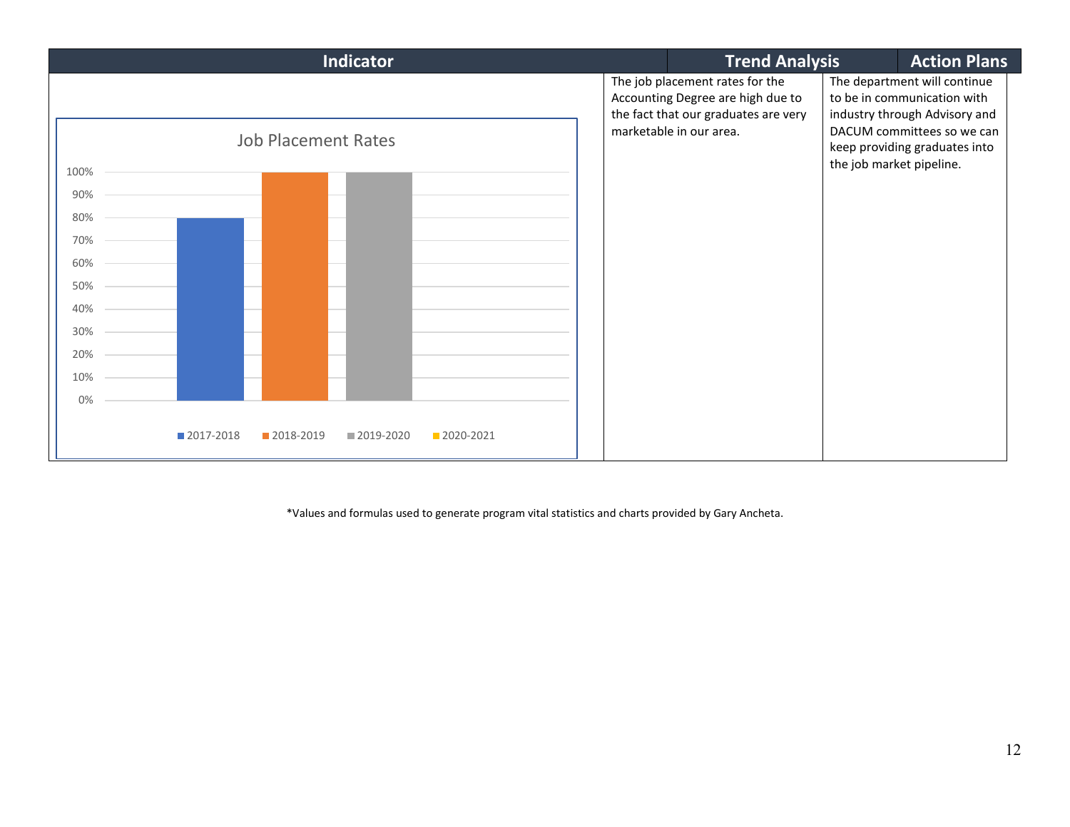| Indicator | Trend Analysis | Action Plans |
|---|---|---|
| Job Placement Rates<br>100%<br>90%<br>80%<br>70%<br>60%<br>50%<br>40%<br>30%<br>20%<br>10%<br>0%<br>2017-2018 2018-2019 2019-2020 2020-2021 | The job placement rates for the Accounting Degree are high due to the fact that our graduates are very marketable in our area. | The department will continue to be in communication with industry through Advisory and DACUM committees so we can keep providing graduates into the job market pipeline. |

*Values and formulas used to generate program vital statistics and charts provided by Gary Ancheta.